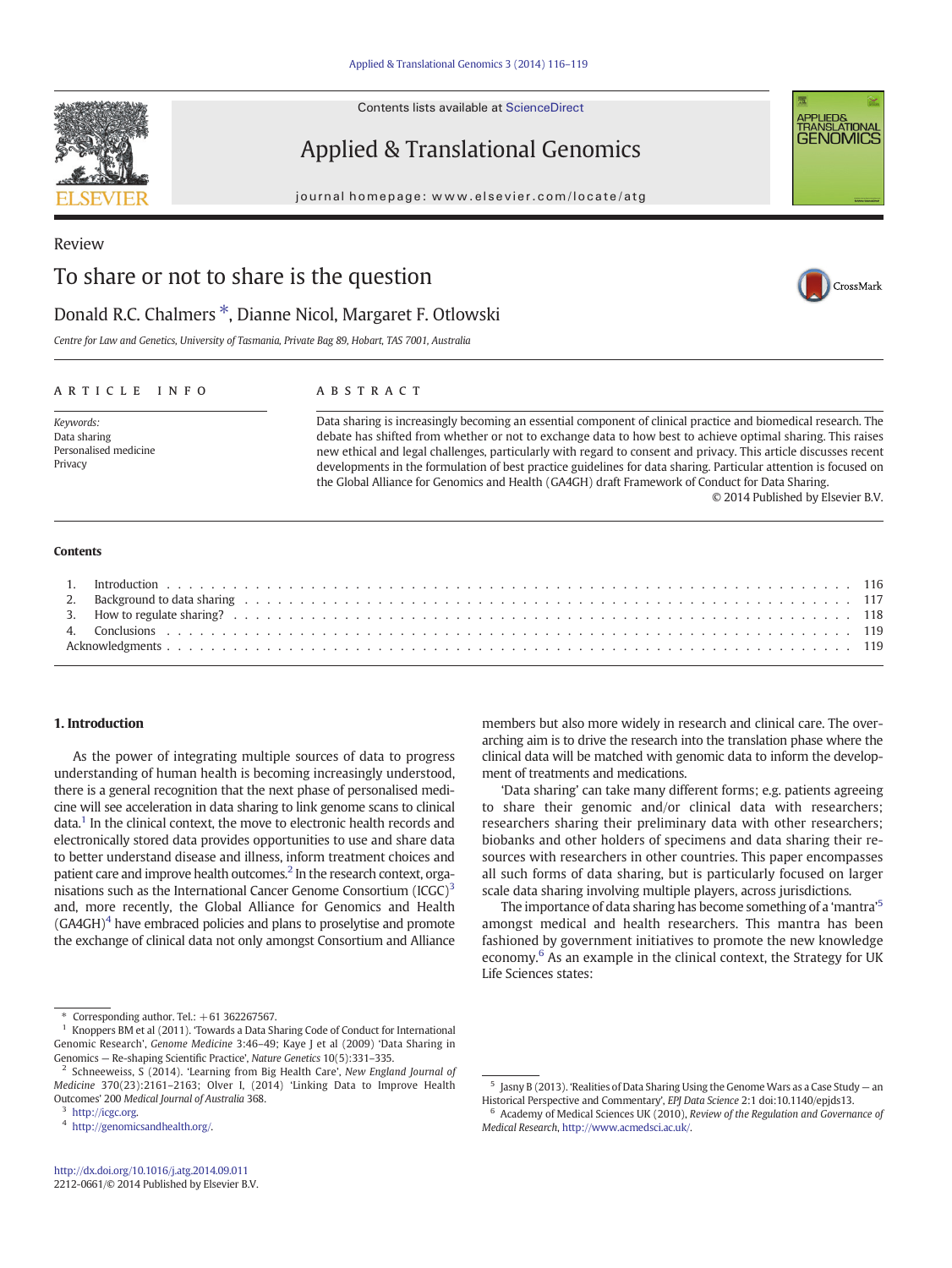Review

# To share or not to share is the question

Donald R.C. Chalmers *, Dianne Nicol, Margaret F. Otlowski

*Centre for Law and Genetics, University of Tasmania, Private Bag 89, Hobart, TAS 7001, Australia*

## ARTICLE INFO

*Keywords:*
Data sharing
Personalised medicine
Privacy

## ABSTRACT

Data sharing is increasingly becoming an essential component of clinical practice and biomedical research. The debate has shifted from whether or not to exchange data to how best to achieve optimal sharing. This raises new ethical and legal challenges, particularly with regard to consent and privacy. This article discusses recent developments in the formulation of best practice guidelines for data sharing. Particular attention is focused on the Global Alliance for Genomics and Health (GA4GH) draft Framework of Conduct for Data Sharing.

© 2014 Published by Elsevier B.V.

**Contents**

1. Introduction . . . 116
2. Background to data sharing . . . 117
3. How to regulate sharing? . . . 118
4. Conclusions . . . 119

Acknowledgments . . . 119

## 1. Introduction

As the power of integrating multiple sources of data to progress understanding of human health is becoming increasingly understood, there is a general recognition that the next phase of personalised medicine will see acceleration in data sharing to link genome scans to clinical data.[1] In the clinical context, the move to electronic health records and electronically stored data provides opportunities to use and share data to better understand disease and illness, inform treatment choices and patient care and improve health outcomes.[2] In the research context, organisations such as the International Cancer Genome Consortium (ICGC)[3] and, more recently, the Global Alliance for Genomics and Health (GA4GH)[4] have embraced policies and plans to proselytise and promote the exchange of clinical data not only amongst Consortium and Alliance members but also more widely in research and clinical care. The overarching aim is to drive the research into the translation phase where the clinical data will be matched with genomic data to inform the development of treatments and medications.

'Data sharing' can take many different forms; e.g. patients agreeing to share their genomic and/or clinical data with researchers; researchers sharing their preliminary data with other researchers; biobanks and other holders of specimens and data sharing their resources with researchers in other countries. This paper encompasses all such forms of data sharing, but is particularly focused on larger scale data sharing involving multiple players, across jurisdictions.

The importance of data sharing has become something of a 'mantra'[5] amongst medical and health researchers. This mantra has been fashioned by government initiatives to promote the new knowledge economy.[6] As an example in the clinical context, the Strategy for UK Life Sciences states:

---

\* Corresponding author. Tel.: +61 362267567.

[1] Knoppers BM et al (2011). 'Towards a Data Sharing Code of Conduct for International Genomic Research', *Genome Medicine* 3:46–49; Kaye J et al (2009) 'Data Sharing in Genomics — Re-shaping Scientific Practice', *Nature Genetics* 10(5):331–335.

[2] Schneeweiss, S (2014). 'Learning from Big Health Care', *New England Journal of Medicine* 370(23):2161–2163; Olver I, (2014) 'Linking Data to Improve Health Outcomes' 200 *Medical Journal of Australia* 368.

[3] http://icgc.org.

[4] http://genomicsandhealth.org/.

[5] Jasny B (2013). 'Realities of Data Sharing Using the Genome Wars as a Case Study — an Historical Perspective and Commentary', *EPJ Data Science* 2:1 doi:10.1140/epjds13.

[6] Academy of Medical Sciences UK (2010), *Review of the Regulation and Governance of Medical Research*, http://www.acmedsci.ac.uk/.

http://dx.doi.org/10.1016/j.atg.2014.09.011
2212-0661/© 2014 Published by Elsevier B.V.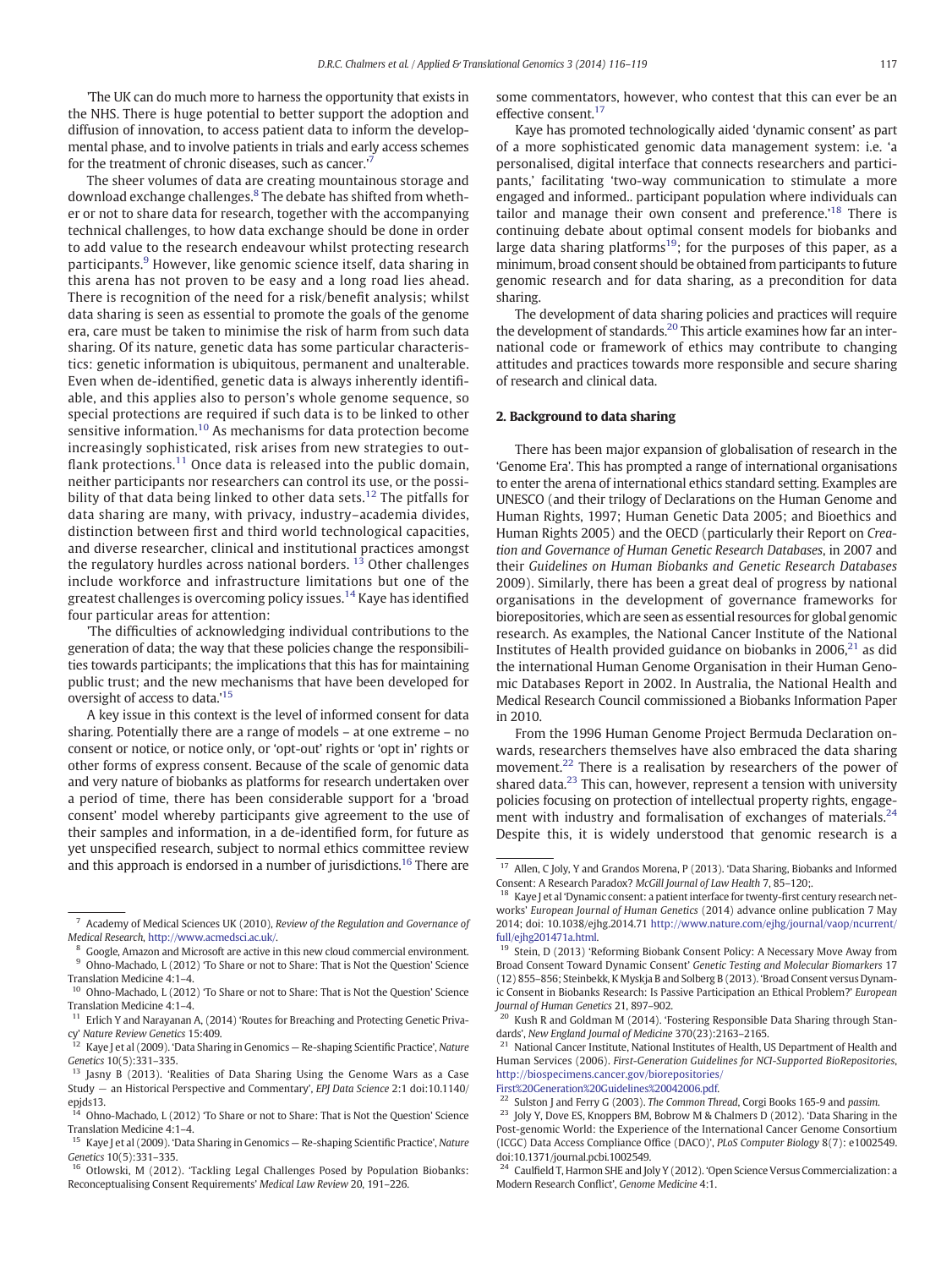'The UK can do much more to harness the opportunity that exists in the NHS. There is huge potential to better support the adoption and diffusion of innovation, to access patient data to inform the developmental phase, and to involve patients in trials and early access schemes for the treatment of chronic diseases, such as cancer.'[7]

The sheer volumes of data are creating mountainous storage and download exchange challenges.[8] The debate has shifted from whether or not to share data for research, together with the accompanying technical challenges, to how data exchange should be done in order to add value to the research endeavour whilst protecting research participants.[9] However, like genomic science itself, data sharing in this arena has not proven to be easy and a long road lies ahead. There is recognition of the need for a risk/benefit analysis; whilst data sharing is seen as essential to promote the goals of the genome era, care must be taken to minimise the risk of harm from such data sharing. Of its nature, genetic data has some particular characteristics: genetic information is ubiquitous, permanent and unalterable. Even when de-identified, genetic data is always inherently identifiable, and this applies also to person's whole genome sequence, so special protections are required if such data is to be linked to other sensitive information.[10] As mechanisms for data protection become increasingly sophisticated, risk arises from new strategies to outflank protections.[11] Once data is released into the public domain, neither participants nor researchers can control its use, or the possibility of that data being linked to other data sets.[12] The pitfalls for data sharing are many, with privacy, industry–academia divides, distinction between first and third world technological capacities, and diverse researcher, clinical and institutional practices amongst the regulatory hurdles across national borders. [13] Other challenges include workforce and infrastructure limitations but one of the greatest challenges is overcoming policy issues.[14] Kaye has identified four particular areas for attention:

'The difficulties of acknowledging individual contributions to the generation of data; the way that these policies change the responsibilities towards participants; the implications that this has for maintaining public trust; and the new mechanisms that have been developed for oversight of access to data.'[15]

A key issue in this context is the level of informed consent for data sharing. Potentially there are a range of models – at one extreme – no consent or notice, or notice only, or 'opt-out' rights or 'opt in' rights or other forms of express consent. Because of the scale of genomic data and very nature of biobanks as platforms for research undertaken over a period of time, there has been considerable support for a 'broad consent' model whereby participants give agreement to the use of their samples and information, in a de-identified form, for future as yet unspecified research, subject to normal ethics committee review and this approach is endorsed in a number of jurisdictions.[16] There are some commentators, however, who contest that this can ever be an effective consent.[17]

Kaye has promoted technologically aided 'dynamic consent' as part of a more sophisticated genomic data management system: i.e. 'a personalised, digital interface that connects researchers and participants,' facilitating 'two-way communication to stimulate a more engaged and informed.. participant population where individuals can tailor and manage their own consent and preference.'[18] There is continuing debate about optimal consent models for biobanks and large data sharing platforms[19]; for the purposes of this paper, as a minimum, broad consent should be obtained from participants to future genomic research and for data sharing, as a precondition for data sharing.

The development of data sharing policies and practices will require the development of standards.[20] This article examines how far an international code or framework of ethics may contribute to changing attitudes and practices towards more responsible and secure sharing of research and clinical data.

## 2. Background to data sharing

There has been major expansion of globalisation of research in the 'Genome Era'. This has prompted a range of international organisations to enter the arena of international ethics standard setting. Examples are UNESCO (and their trilogy of Declarations on the Human Genome and Human Rights, 1997; Human Genetic Data 2005; and Bioethics and Human Rights 2005) and the OECD (particularly their Report on *Creation and Governance of Human Genetic Research Databases*, in 2007 and their *Guidelines on Human Biobanks and Genetic Research Databases* 2009). Similarly, there has been a great deal of progress by national organisations in the development of governance frameworks for biorepositories, which are seen as essential resources for global genomic research. As examples, the National Cancer Institute of the National Institutes of Health provided guidance on biobanks in 2006,[21] as did the international Human Genome Organisation in their Human Genomic Databases Report in 2002. In Australia, the National Health and Medical Research Council commissioned a Biobanks Information Paper in 2010.

From the 1996 Human Genome Project Bermuda Declaration onwards, researchers themselves have also embraced the data sharing movement.[22] There is a realisation by researchers of the power of shared data.[23] This can, however, represent a tension with university policies focusing on protection of intellectual property rights, engagement with industry and formalisation of exchanges of materials.[24] Despite this, it is widely understood that genomic research is a

---

[7] Academy of Medical Sciences UK (2010), *Review of the Regulation and Governance of Medical Research*, http://www.acmedsci.ac.uk/.

[8] Google, Amazon and Microsoft are active in this new cloud commercial environment.

[9] Ohno-Machado, L (2012) 'To Share or not to Share: That is Not the Question' Science Translation Medicine 4:1–4.

[10] Ohno-Machado, L (2012) 'To Share or not to Share: That is Not the Question' Science Translation Medicine 4:1–4.

[11] Erlich Y and Narayanan A, (2014) 'Routes for Breaching and Protecting Genetic Privacy' *Nature Review Genetics* 15:409.

[12] Kaye J et al (2009). 'Data Sharing in Genomics — Re-shaping Scientific Practice', *Nature Genetics* 10(5):331–335.

[13] Jasny B (2013). 'Realities of Data Sharing Using the Genome Wars as a Case Study — an Historical Perspective and Commentary', *EPJ Data Science* 2:1 doi:10.1140/epjds13.

[14] Ohno-Machado, L (2012) 'To Share or not to Share: That is Not the Question' Science Translation Medicine 4:1–4.

[15] Kaye J et al (2009). 'Data Sharing in Genomics — Re-shaping Scientific Practice', *Nature Genetics* 10(5):331–335.

[16] Otlowski, M (2012). 'Tackling Legal Challenges Posed by Population Biobanks: Reconceptualising Consent Requirements' *Medical Law Review* 20, 191–226.

[17] Allen, C Joly, Y and Grandos Morena, P (2013). 'Data Sharing, Biobanks and Informed Consent: A Research Paradox? *McGill Journal of Law Health* 7, 85–120;.

[18] Kaye J et al 'Dynamic consent: a patient interface for twenty-first century research networks' *European Journal of Human Genetics* (2014) advance online publication 7 May 2014; doi: 10.1038/ejhg.2014.71 http://www.nature.com/ejhg/journal/vaop/ncurrent/full/ejhg201471a.html.

[19] Stein, D (2013) 'Reforming Biobank Consent Policy: A Necessary Move Away from Broad Consent Toward Dynamic Consent' *Genetic Testing and Molecular Biomarkers* 17 (12) 855–856; Steinbekk, K Myskja B and Solberg B (2013). 'Broad Consent versus Dynamic Consent in Biobanks Research: Is Passive Participation an Ethical Problem?' *European Journal of Human Genetics* 21, 897–902.

[20] Kush R and Goldman M (2014). 'Fostering Responsible Data Sharing through Standards', *New England Journal of Medicine* 370(23):2163–2165.

[21] National Cancer Institute, National Institutes of Health, US Department of Health and Human Services (2006). *First-Generation Guidelines for NCI-Supported BioRepositories*, http://biospecimens.cancer.gov/biorepositories/First%20Generation%20Guidelines%20042006.pdf.

[22] Sulston J and Ferry G (2003). *The Common Thread*, Corgi Books 165-9 and *passim*.

[23] Joly Y, Dove ES, Knoppers BM, Bobrow M & Chalmers D (2012). 'Data Sharing in the Post-genomic World: the Experience of the International Cancer Genome Consortium (ICGC) Data Access Compliance Office (DACO)', *PLoS Computer Biology* 8(7): e1002549. doi:10.1371/journal.pcbi.1002549.

[24] Caulfield T, Harmon SHE and Joly Y (2012). 'Open Science Versus Commercialization: a Modern Research Conflict', *Genome Medicine* 4:1.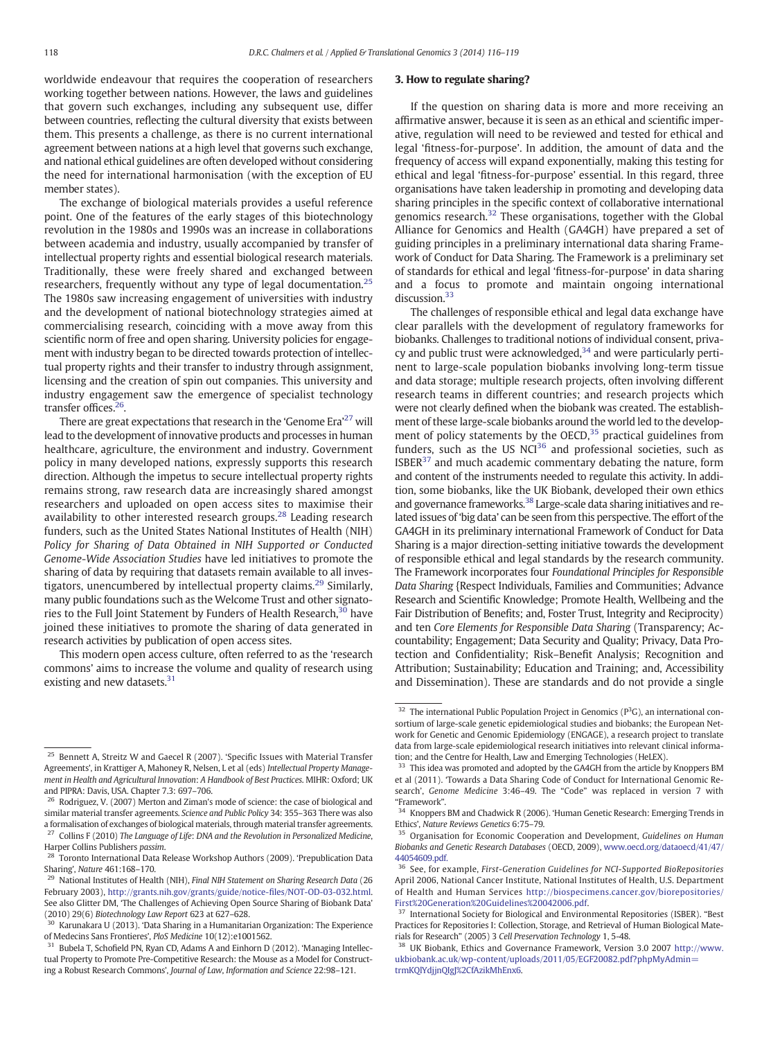worldwide endeavour that requires the cooperation of researchers working together between nations. However, the laws and guidelines that govern such exchanges, including any subsequent use, differ between countries, reflecting the cultural diversity that exists between them. This presents a challenge, as there is no current international agreement between nations at a high level that governs such exchange, and national ethical guidelines are often developed without considering the need for international harmonisation (with the exception of EU member states).

The exchange of biological materials provides a useful reference point. One of the features of the early stages of this biotechnology revolution in the 1980s and 1990s was an increase in collaborations between academia and industry, usually accompanied by transfer of intellectual property rights and essential biological research materials. Traditionally, these were freely shared and exchanged between researchers, frequently without any type of legal documentation.[25] The 1980s saw increasing engagement of universities with industry and the development of national biotechnology strategies aimed at commercialising research, coinciding with a move away from this scientific norm of free and open sharing. University policies for engagement with industry began to be directed towards protection of intellectual property rights and their transfer to industry through assignment, licensing and the creation of spin out companies. This university and industry engagement saw the emergence of specialist technology transfer offices.[26].

There are great expectations that research in the 'Genome Era'[27] will lead to the development of innovative products and processes in human healthcare, agriculture, the environment and industry. Government policy in many developed nations, expressly supports this research direction. Although the impetus to secure intellectual property rights remains strong, raw research data are increasingly shared amongst researchers and uploaded on open access sites to maximise their availability to other interested research groups.[28] Leading research funders, such as the United States National Institutes of Health (NIH) *Policy for Sharing of Data Obtained in NIH Supported or Conducted Genome-Wide Association Studies* have led initiatives to promote the sharing of data by requiring that datasets remain available to all investigators, unencumbered by intellectual property claims.[29] Similarly, many public foundations such as the Welcome Trust and other signatories to the Full Joint Statement by Funders of Health Research,[30] have joined these initiatives to promote the sharing of data generated in research activities by publication of open access sites.

This modern open access culture, often referred to as the 'research commons' aims to increase the volume and quality of research using existing and new datasets.[31]

## 3. How to regulate sharing?

If the question on sharing data is more and more receiving an affirmative answer, because it is seen as an ethical and scientific imperative, regulation will need to be reviewed and tested for ethical and legal 'fitness-for-purpose'. In addition, the amount of data and the frequency of access will expand exponentially, making this testing for ethical and legal 'fitness-for-purpose' essential. In this regard, three organisations have taken leadership in promoting and developing data sharing principles in the specific context of collaborative international genomics research.[32] These organisations, together with the Global Alliance for Genomics and Health (GA4GH) have prepared a set of guiding principles in a preliminary international data sharing Framework of Conduct for Data Sharing. The Framework is a preliminary set of standards for ethical and legal 'fitness-for-purpose' in data sharing and a focus to promote and maintain ongoing international discussion.[33]

The challenges of responsible ethical and legal data exchange have clear parallels with the development of regulatory frameworks for biobanks. Challenges to traditional notions of individual consent, privacy and public trust were acknowledged,[34] and were particularly pertinent to large-scale population biobanks involving long-term tissue and data storage; multiple research projects, often involving different research teams in different countries; and research projects which were not clearly defined when the biobank was created. The establishment of these large-scale biobanks around the world led to the development of policy statements by the OECD,[35] practical guidelines from funders, such as the US NCI[36] and professional societies, such as ISBER[37] and much academic commentary debating the nature, form and content of the instruments needed to regulate this activity. In addition, some biobanks, like the UK Biobank, developed their own ethics and governance frameworks.[38] Large-scale data sharing initiatives and related issues of 'big data' can be seen from this perspective. The effort of the GA4GH in its preliminary international Framework of Conduct for Data Sharing is a major direction-setting initiative towards the development of responsible ethical and legal standards by the research community. The Framework incorporates four *Foundational Principles for Responsible Data Sharing* {Respect Individuals, Families and Communities; Advance Research and Scientific Knowledge; Promote Health, Wellbeing and the Fair Distribution of Benefits; and, Foster Trust, Integrity and Reciprocity) and ten *Core Elements for Responsible Data Sharing* (Transparency; Accountability; Engagement; Data Security and Quality; Privacy, Data Protection and Confidentiality; Risk–Benefit Analysis; Recognition and Attribution; Sustainability; Education and Training; and, Accessibility and Dissemination). These are standards and do not provide a single

---

[25] Bennett A, Streitz W and Gaecel R (2007). 'Specific Issues with Material Transfer Agreements', in Krattiger A, Mahoney R, Nelsen, L et al (eds) *Intellectual Property Management in Health and Agricultural Innovation: A Handbook of Best Practices*. MIHR: Oxford; UK and PIPRA: Davis, USA. Chapter 7.3: 697–706.

[26] Rodriguez, V. (2007) Merton and Ziman's mode of science: the case of biological and similar material transfer agreements. *Science and Public Policy* 34: 355–363 There was also a formalisation of exchanges of biological materials, through material transfer agreements.

[27] Collins F (2010) *The Language of Life: DNA and the Revolution in Personalized Medicine*, Harper Collins Publishers *passim*.

[28] Toronto International Data Release Workshop Authors (2009). 'Prepublication Data Sharing', *Nature* 461:168–170.

[29] National Institutes of Health (NIH), *Final NIH Statement on Sharing Research Data* (26 February 2003), http://grants.nih.gov/grants/guide/notice-files/NOT-OD-03-032.html. See also Glitter DM, 'The Challenges of Achieving Open Source Sharing of Biobank Data' (2010) 29(6) *Biotechnology Law Report* 623 at 627–628.

[30] Karunakara U (2013). 'Data Sharing in a Humanitarian Organization: The Experience of Medecins Sans Frontieres', *PloS Medicine* 10(12):e1001562.

[31] Bubela T, Schofield PN, Ryan CD, Adams A and Einhorn D (2012). 'Managing Intellectual Property to Promote Pre-Competitive Research: the Mouse as a Model for Constructing a Robust Research Commons', *Journal of Law, Information and Science* 22:98–121.

[32] The international Public Population Project in Genomics ($P^3G$), an international consortium of large-scale genetic epidemiological studies and biobanks; the European Network for Genetic and Genomic Epidemiology (ENGAGE), a research project to translate data from large-scale epidemiological research initiatives into relevant clinical information; and the Centre for Health, Law and Emerging Technologies (HeLEX).

[33] This idea was promoted and adopted by the GA4GH from the article by Knoppers BM et al (2011). 'Towards a Data Sharing Code of Conduct for International Genomic Research', *Genome Medicine* 3:46–49. The "Code" was replaced in version 7 with "Framework".

[34] Knoppers BM and Chadwick R (2006). 'Human Genetic Research: Emerging Trends in Ethics', *Nature Reviews Genetics* 6:75–79.

[35] Organisation for Economic Cooperation and Development, *Guidelines on Human Biobanks and Genetic Research Databases* (OECD, 2009), www.oecd.org/dataoecd/41/47/44054609.pdf.

[36] See, for example, *First-Generation Guidelines for NCI-Supported BioRepositories* April 2006, National Cancer Institute, National Institutes of Health, U.S. Department of Health and Human Services http://biospecimens.cancer.gov/biorepositories/First%20Generation%20Guidelines%20042006.pdf.

[37] International Society for Biological and Environmental Repositories (ISBER). "Best Practices for Repositories I: Collection, Storage, and Retrieval of Human Biological Materials for Research" (2005) 3 *Cell Preservation Technology* 1, 5–48.

[38] UK Biobank, Ethics and Governance Framework, Version 3.0 2007 http://www.ukbiobank.ac.uk/wp-content/uploads/2011/05/EGF20082.pdf?phpMyAdmin=trmKQlYdjjnQIgJ%2CfAzikMhEnx6.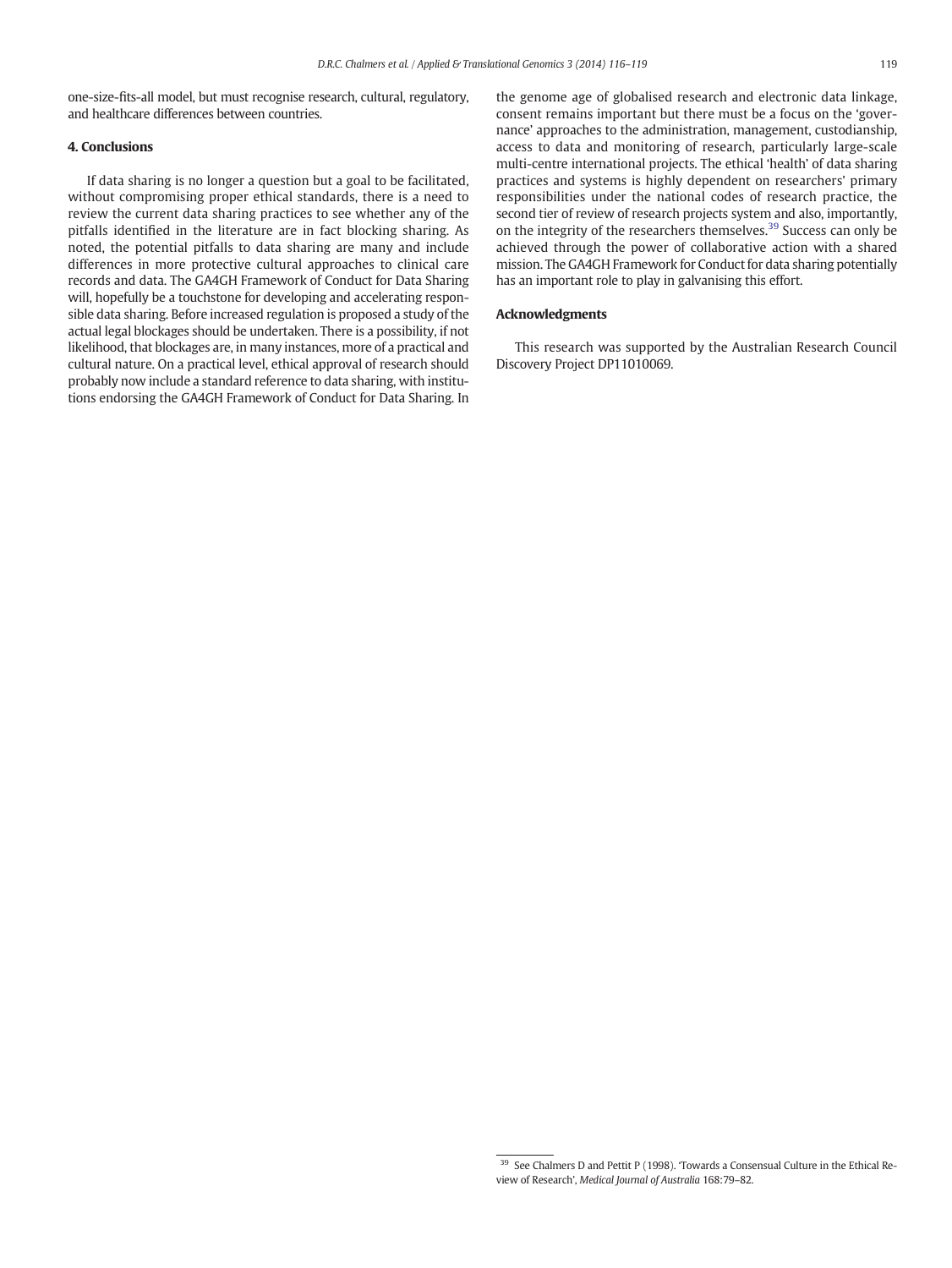one-size-fits-all model, but must recognise research, cultural, regulatory, and healthcare differences between countries.

## 4. Conclusions

If data sharing is no longer a question but a goal to be facilitated, without compromising proper ethical standards, there is a need to review the current data sharing practices to see whether any of the pitfalls identified in the literature are in fact blocking sharing. As noted, the potential pitfalls to data sharing are many and include differences in more protective cultural approaches to clinical care records and data. The GA4GH Framework of Conduct for Data Sharing will, hopefully be a touchstone for developing and accelerating responsible data sharing. Before increased regulation is proposed a study of the actual legal blockages should be undertaken. There is a possibility, if not likelihood, that blockages are, in many instances, more of a practical and cultural nature. On a practical level, ethical approval of research should probably now include a standard reference to data sharing, with institutions endorsing the GA4GH Framework of Conduct for Data Sharing. In the genome age of globalised research and electronic data linkage, consent remains important but there must be a focus on the 'governance' approaches to the administration, management, custodianship, access to data and monitoring of research, particularly large-scale multi-centre international projects. The ethical 'health' of data sharing practices and systems is highly dependent on researchers' primary responsibilities under the national codes of research practice, the second tier of review of research projects system and also, importantly, on the integrity of the researchers themselves.[39] Success can only be achieved through the power of collaborative action with a shared mission. The GA4GH Framework for Conduct for data sharing potentially has an important role to play in galvanising this effort.

## Acknowledgments

This research was supported by the Australian Research Council Discovery Project DP11010069.

---

[39] See Chalmers D and Pettit P (1998). 'Towards a Consensual Culture in the Ethical Review of Research', *Medical Journal of Australia* 168:79–82.